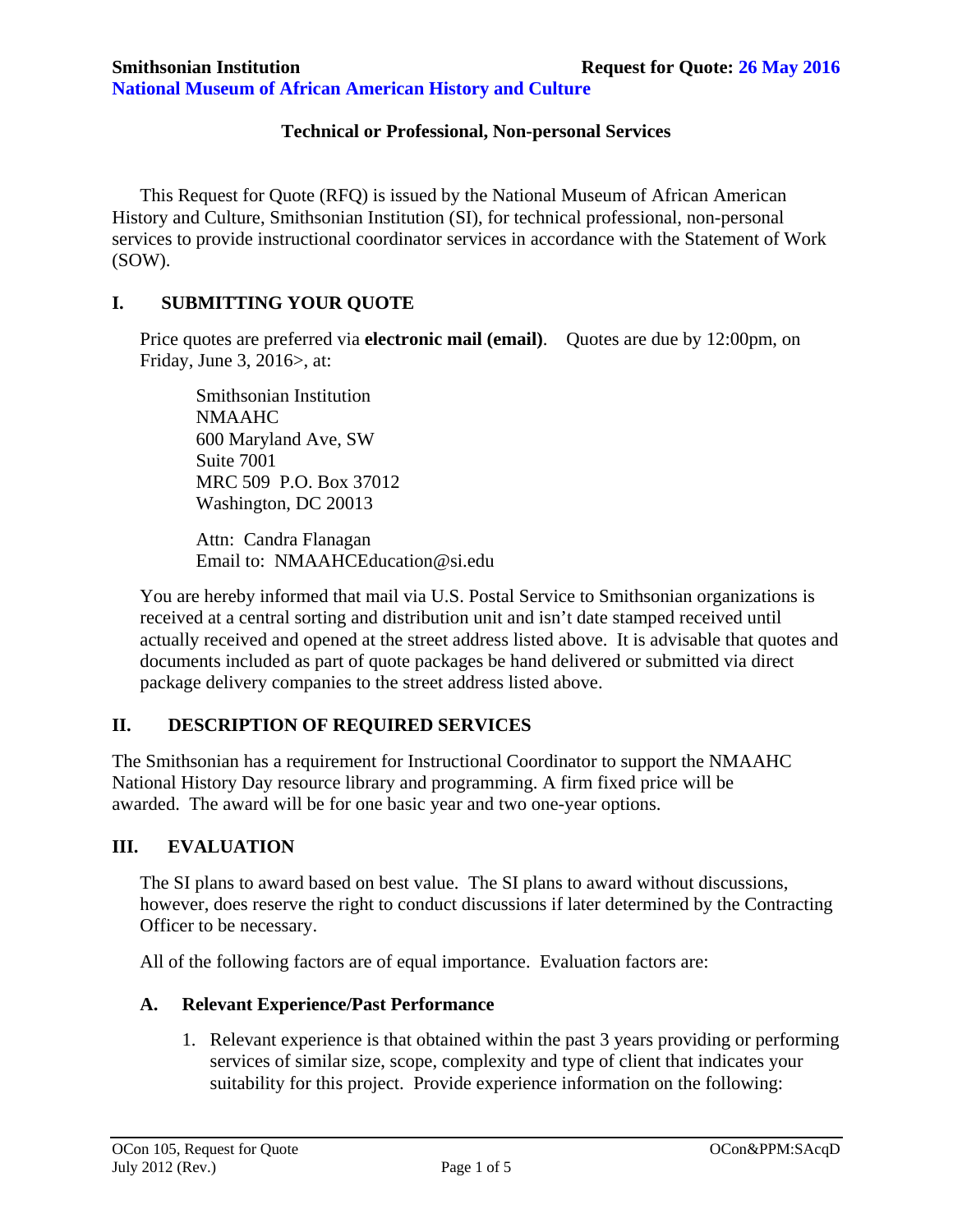**Smithsonian Institution** **Request for Quote: 26 May 2016**
**National Museum of African American History and Culture**

**Technical or Professional, Non-personal Services**

This Request for Quote (RFQ) is issued by the National Museum of African American History and Culture, Smithsonian Institution (SI), for technical professional, non-personal services to provide instructional coordinator services in accordance with the Statement of Work (SOW).

## I. SUBMITTING YOUR QUOTE

Price quotes are preferred via **electronic mail (email)**. Quotes are due by 12:00pm, on Friday, June 3, 2016>, at:

Smithsonian Institution
NMAAHC
600 Maryland Ave, SW
Suite 7001
MRC 509 P.O. Box 37012
Washington, DC 20013

Attn: Candra Flanagan
Email to: NMAAHCEducation@si.edu

You are hereby informed that mail via U.S. Postal Service to Smithsonian organizations is received at a central sorting and distribution unit and isn't date stamped received until actually received and opened at the street address listed above. It is advisable that quotes and documents included as part of quote packages be hand delivered or submitted via direct package delivery companies to the street address listed above.

## II. DESCRIPTION OF REQUIRED SERVICES

The Smithsonian has a requirement for Instructional Coordinator to support the NMAAHC National History Day resource library and programming. A firm fixed price will be awarded. The award will be for one basic year and two one-year options.

## III. EVALUATION

The SI plans to award based on best value. The SI plans to award without discussions, however, does reserve the right to conduct discussions if later determined by the Contracting Officer to be necessary.

All of the following factors are of equal importance. Evaluation factors are:

### A. Relevant Experience/Past Performance

1. Relevant experience is that obtained within the past 3 years providing or performing services of similar size, scope, complexity and type of client that indicates your suitability for this project. Provide experience information on the following: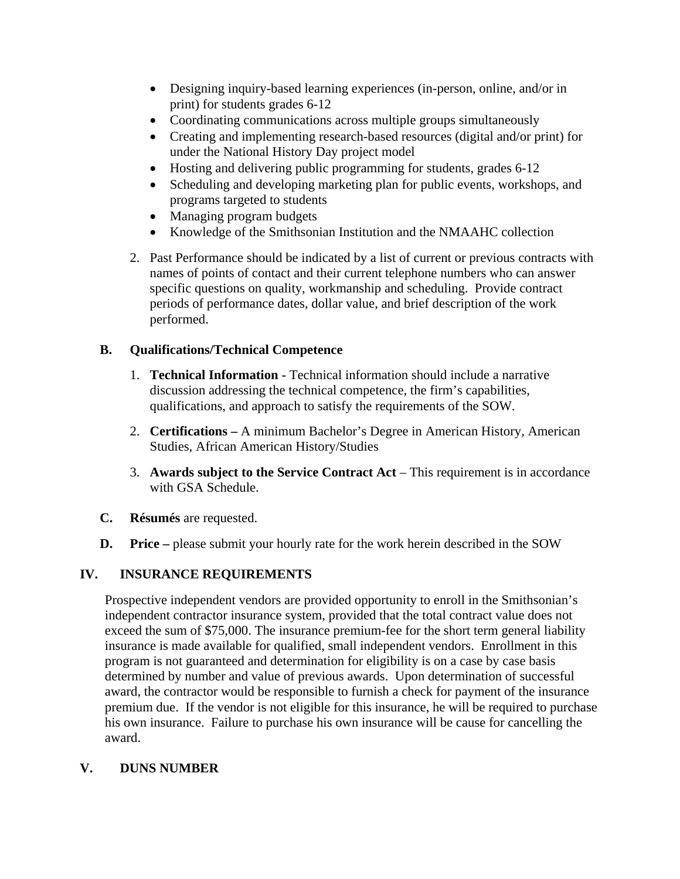- Designing inquiry-based learning experiences (in-person, online, and/or in print) for students grades 6-12
- Coordinating communications across multiple groups simultaneously
- Creating and implementing research-based resources (digital and/or print) for under the National History Day project model
- Hosting and delivering public programming for students, grades 6-12
- Scheduling and developing marketing plan for public events, workshops, and programs targeted to students
- Managing program budgets
- Knowledge of the Smithsonian Institution and the NMAAHC collection

2. Past Performance should be indicated by a list of current or previous contracts with names of points of contact and their current telephone numbers who can answer specific questions on quality, workmanship and scheduling. Provide contract periods of performance dates, dollar value, and brief description of the work performed.

### B. Qualifications/Technical Competence

1. **Technical Information -** Technical information should include a narrative discussion addressing the technical competence, the firm's capabilities, qualifications, and approach to satisfy the requirements of the SOW.

2. **Certifications –** A minimum Bachelor's Degree in American History, American Studies, African American History/Studies

3. **Awards subject to the Service Contract Act** – This requirement is in accordance with GSA Schedule.

**C. Résumés** are requested.

**D. Price –** please submit your hourly rate for the work herein described in the SOW

## IV. INSURANCE REQUIREMENTS

Prospective independent vendors are provided opportunity to enroll in the Smithsonian's independent contractor insurance system, provided that the total contract value does not exceed the sum of $75,000. The insurance premium-fee for the short term general liability insurance is made available for qualified, small independent vendors. Enrollment in this program is not guaranteed and determination for eligibility is on a case by case basis determined by number and value of previous awards. Upon determination of successful award, the contractor would be responsible to furnish a check for payment of the insurance premium due. If the vendor is not eligible for this insurance, he will be required to purchase his own insurance. Failure to purchase his own insurance will be cause for cancelling the award.

## V. DUNS NUMBER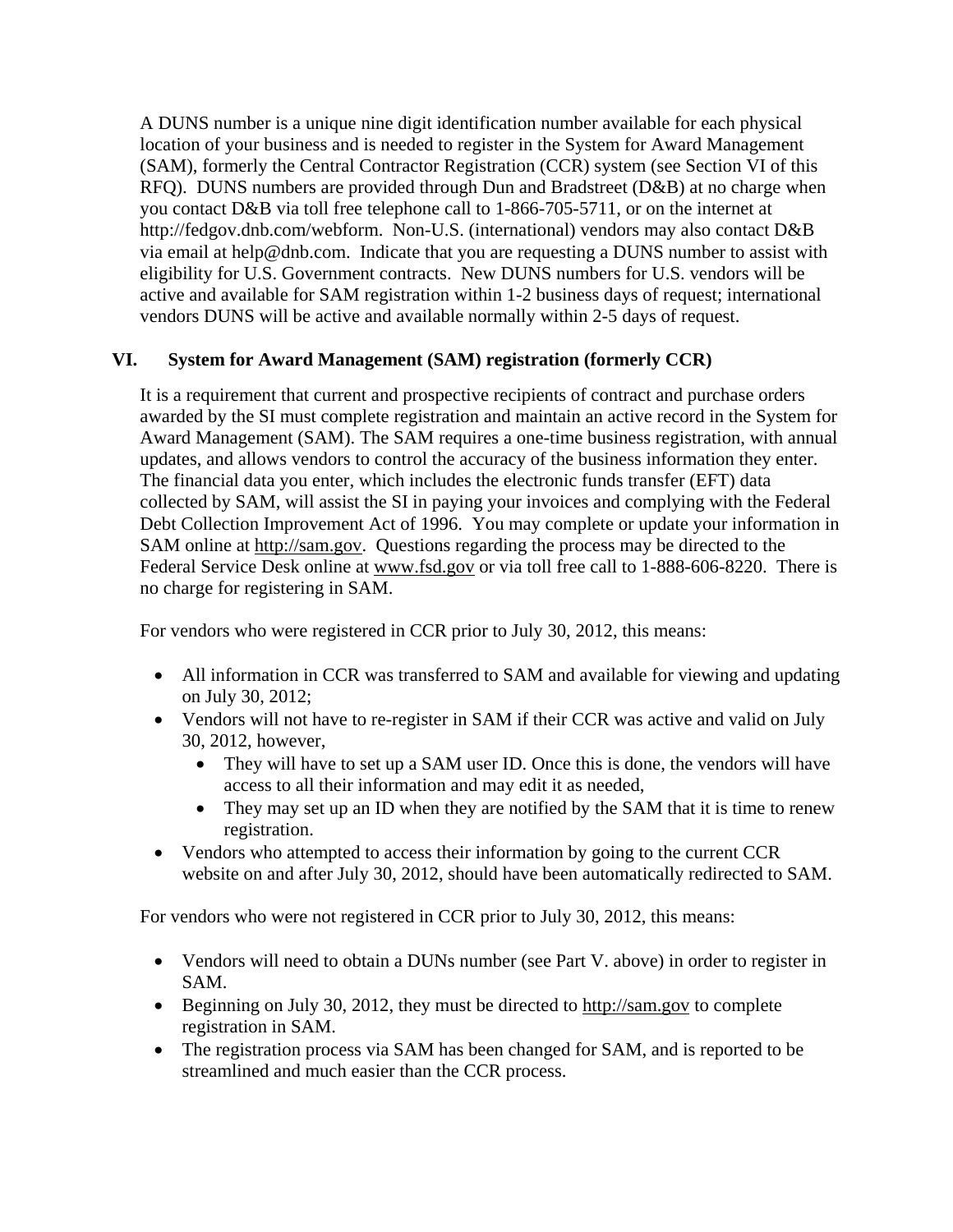A DUNS number is a unique nine digit identification number available for each physical location of your business and is needed to register in the System for Award Management (SAM), formerly the Central Contractor Registration (CCR) system (see Section VI of this RFQ). DUNS numbers are provided through Dun and Bradstreet (D&B) at no charge when you contact D&B via toll free telephone call to 1-866-705-5711, or on the internet at http://fedgov.dnb.com/webform. Non-U.S. (international) vendors may also contact D&B via email at help@dnb.com. Indicate that you are requesting a DUNS number to assist with eligibility for U.S. Government contracts. New DUNS numbers for U.S. vendors will be active and available for SAM registration within 1-2 business days of request; international vendors DUNS will be active and available normally within 2-5 days of request.

## VI. System for Award Management (SAM) registration (formerly CCR)

It is a requirement that current and prospective recipients of contract and purchase orders awarded by the SI must complete registration and maintain an active record in the System for Award Management (SAM). The SAM requires a one-time business registration, with annual updates, and allows vendors to control the accuracy of the business information they enter. The financial data you enter, which includes the electronic funds transfer (EFT) data collected by SAM, will assist the SI in paying your invoices and complying with the Federal Debt Collection Improvement Act of 1996. You may complete or update your information in SAM online at http://sam.gov. Questions regarding the process may be directed to the Federal Service Desk online at www.fsd.gov or via toll free call to 1-888-606-8220. There is no charge for registering in SAM.

For vendors who were registered in CCR prior to July 30, 2012, this means:

- All information in CCR was transferred to SAM and available for viewing and updating on July 30, 2012;
- Vendors will not have to re-register in SAM if their CCR was active and valid on July 30, 2012, however,
  - They will have to set up a SAM user ID. Once this is done, the vendors will have access to all their information and may edit it as needed,
  - They may set up an ID when they are notified by the SAM that it is time to renew registration.
- Vendors who attempted to access their information by going to the current CCR website on and after July 30, 2012, should have been automatically redirected to SAM.

For vendors who were not registered in CCR prior to July 30, 2012, this means:

- Vendors will need to obtain a DUNs number (see Part V. above) in order to register in SAM.
- Beginning on July 30, 2012, they must be directed to http://sam.gov to complete registration in SAM.
- The registration process via SAM has been changed for SAM, and is reported to be streamlined and much easier than the CCR process.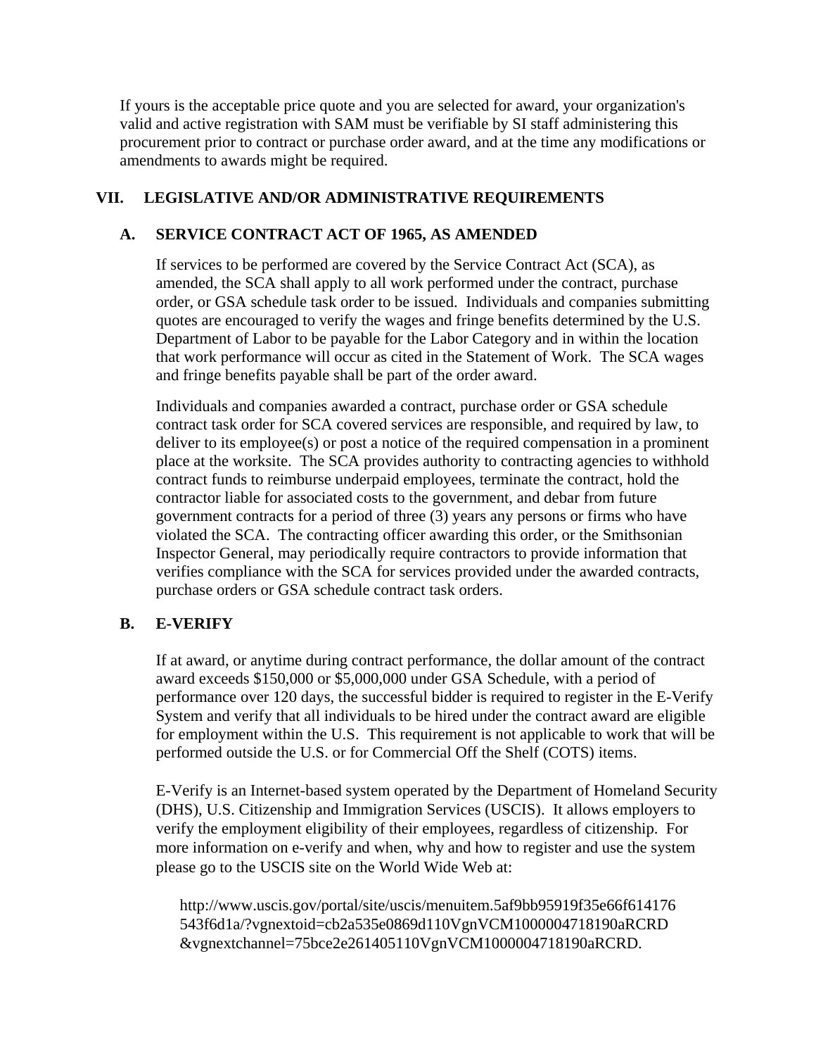If yours is the acceptable price quote and you are selected for award, your organization's valid and active registration with SAM must be verifiable by SI staff administering this procurement prior to contract or purchase order award, and at the time any modifications or amendments to awards might be required.

## VII. LEGISLATIVE AND/OR ADMINISTRATIVE REQUIREMENTS

### A. SERVICE CONTRACT ACT OF 1965, AS AMENDED

If services to be performed are covered by the Service Contract Act (SCA), as amended, the SCA shall apply to all work performed under the contract, purchase order, or GSA schedule task order to be issued. Individuals and companies submitting quotes are encouraged to verify the wages and fringe benefits determined by the U.S. Department of Labor to be payable for the Labor Category and in within the location that work performance will occur as cited in the Statement of Work. The SCA wages and fringe benefits payable shall be part of the order award.

Individuals and companies awarded a contract, purchase order or GSA schedule contract task order for SCA covered services are responsible, and required by law, to deliver to its employee(s) or post a notice of the required compensation in a prominent place at the worksite. The SCA provides authority to contracting agencies to withhold contract funds to reimburse underpaid employees, terminate the contract, hold the contractor liable for associated costs to the government, and debar from future government contracts for a period of three (3) years any persons or firms who have violated the SCA. The contracting officer awarding this order, or the Smithsonian Inspector General, may periodically require contractors to provide information that verifies compliance with the SCA for services provided under the awarded contracts, purchase orders or GSA schedule contract task orders.

### B. E-VERIFY

If at award, or anytime during contract performance, the dollar amount of the contract award exceeds $150,000 or $5,000,000 under GSA Schedule, with a period of performance over 120 days, the successful bidder is required to register in the E-Verify System and verify that all individuals to be hired under the contract award are eligible for employment within the U.S. This requirement is not applicable to work that will be performed outside the U.S. or for Commercial Off the Shelf (COTS) items.

E-Verify is an Internet-based system operated by the Department of Homeland Security (DHS), U.S. Citizenship and Immigration Services (USCIS). It allows employers to verify the employment eligibility of their employees, regardless of citizenship. For more information on e-verify and when, why and how to register and use the system please go to the USCIS site on the World Wide Web at:

http://www.uscis.gov/portal/site/uscis/menuitem.5af9bb95919f35e66f614176543f6d1a/?vgnextoid=cb2a535e0869d110VgnVCM1000004718190aRCRD&vgnextchannel=75bce2e261405110VgnVCM1000004718190aRCRD.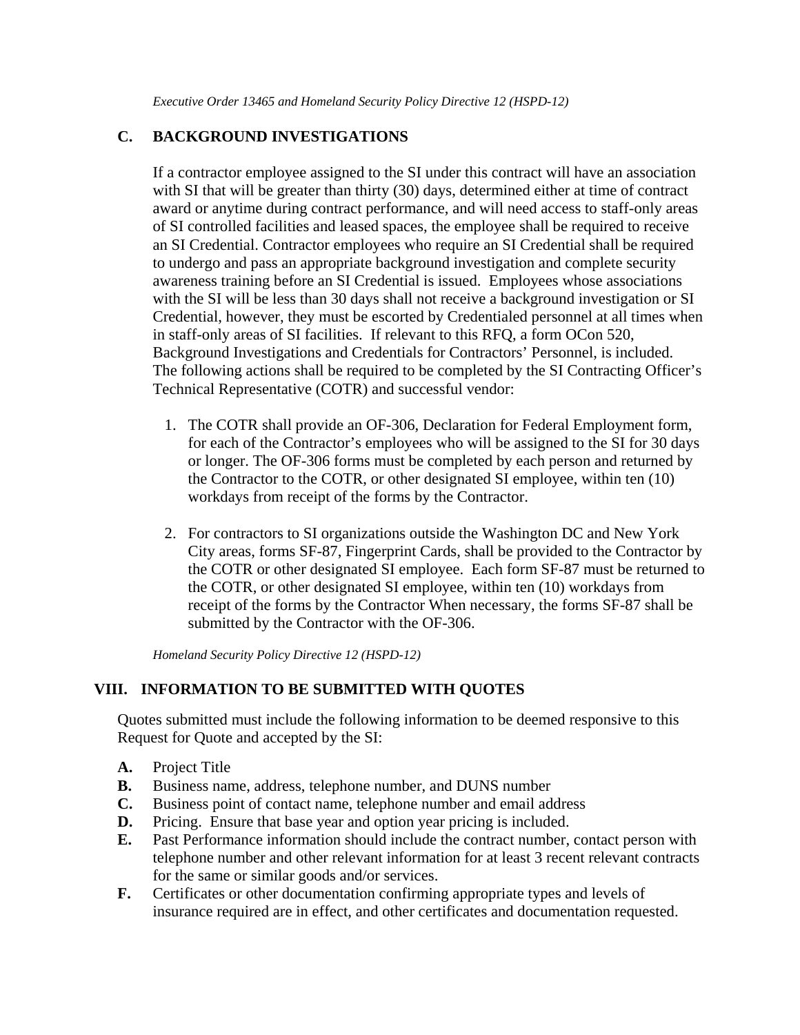*Executive Order 13465 and Homeland Security Policy Directive 12 (HSPD-12)*

### C. BACKGROUND INVESTIGATIONS

If a contractor employee assigned to the SI under this contract will have an association with SI that will be greater than thirty (30) days, determined either at time of contract award or anytime during contract performance, and will need access to staff-only areas of SI controlled facilities and leased spaces, the employee shall be required to receive an SI Credential. Contractor employees who require an SI Credential shall be required to undergo and pass an appropriate background investigation and complete security awareness training before an SI Credential is issued. Employees whose associations with the SI will be less than 30 days shall not receive a background investigation or SI Credential, however, they must be escorted by Credentialed personnel at all times when in staff-only areas of SI facilities. If relevant to this RFQ, a form OCon 520, Background Investigations and Credentials for Contractors' Personnel, is included. The following actions shall be required to be completed by the SI Contracting Officer's Technical Representative (COTR) and successful vendor:

1. The COTR shall provide an OF-306, Declaration for Federal Employment form, for each of the Contractor's employees who will be assigned to the SI for 30 days or longer. The OF-306 forms must be completed by each person and returned by the Contractor to the COTR, or other designated SI employee, within ten (10) workdays from receipt of the forms by the Contractor.

2. For contractors to SI organizations outside the Washington DC and New York City areas, forms SF-87, Fingerprint Cards, shall be provided to the Contractor by the COTR or other designated SI employee. Each form SF-87 must be returned to the COTR, or other designated SI employee, within ten (10) workdays from receipt of the forms by the Contractor When necessary, the forms SF-87 shall be submitted by the Contractor with the OF-306.

*Homeland Security Policy Directive 12 (HSPD-12)*

## VIII. INFORMATION TO BE SUBMITTED WITH QUOTES

Quotes submitted must include the following information to be deemed responsive to this Request for Quote and accepted by the SI:

- **A.** Project Title
- **B.** Business name, address, telephone number, and DUNS number
- **C.** Business point of contact name, telephone number and email address
- **D.** Pricing. Ensure that base year and option year pricing is included.
- **E.** Past Performance information should include the contract number, contact person with telephone number and other relevant information for at least 3 recent relevant contracts for the same or similar goods and/or services.
- **F.** Certificates or other documentation confirming appropriate types and levels of insurance required are in effect, and other certificates and documentation requested.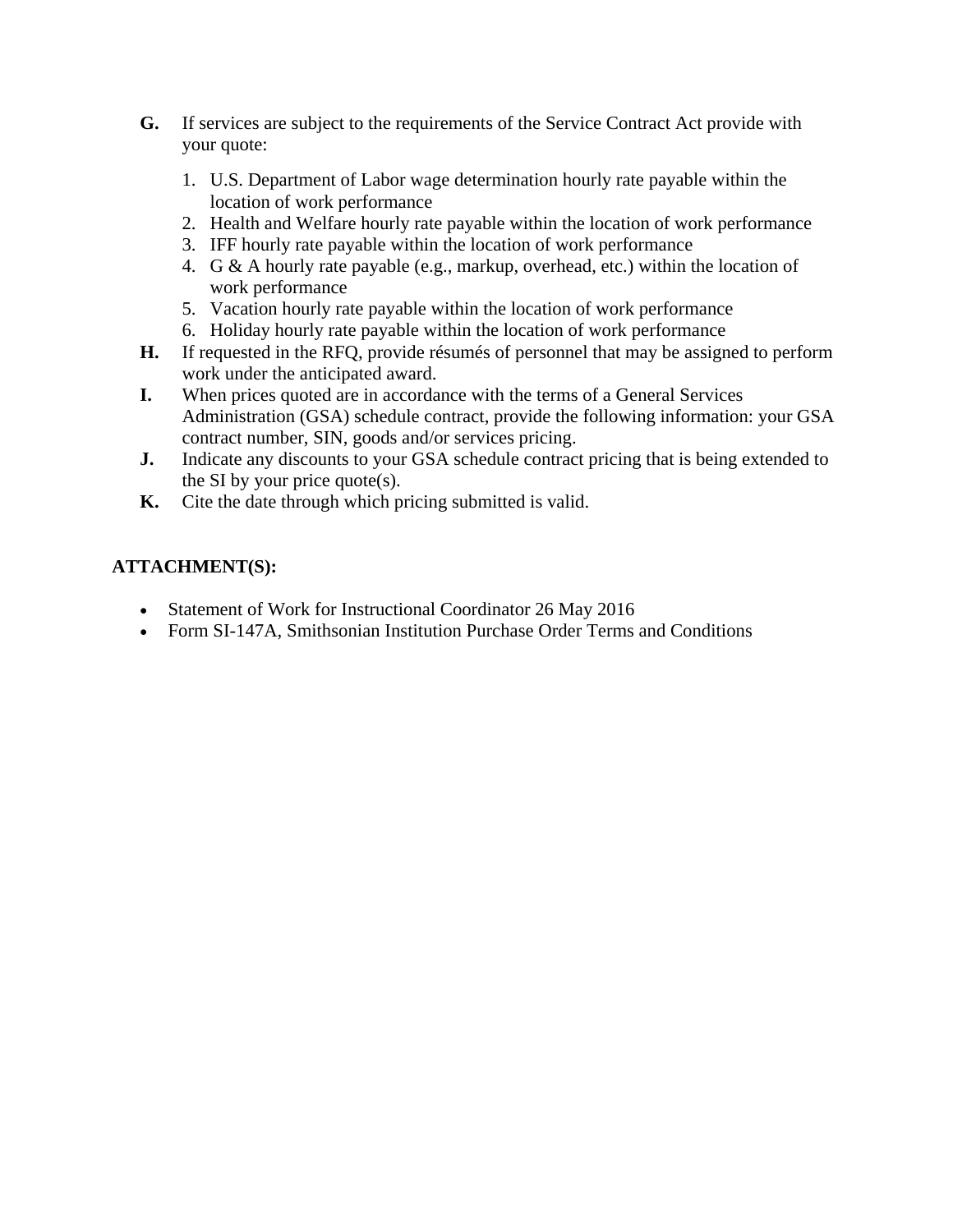**G.** If services are subject to the requirements of the Service Contract Act provide with your quote:

1. U.S. Department of Labor wage determination hourly rate payable within the location of work performance
2. Health and Welfare hourly rate payable within the location of work performance
3. IFF hourly rate payable within the location of work performance
4. G & A hourly rate payable (e.g., markup, overhead, etc.) within the location of work performance
5. Vacation hourly rate payable within the location of work performance
6. Holiday hourly rate payable within the location of work performance

**H.** If requested in the RFQ, provide résumés of personnel that may be assigned to perform work under the anticipated award.

**I.** When prices quoted are in accordance with the terms of a General Services Administration (GSA) schedule contract, provide the following information: your GSA contract number, SIN, goods and/or services pricing.

**J.** Indicate any discounts to your GSA schedule contract pricing that is being extended to the SI by your price quote(s).

**K.** Cite the date through which pricing submitted is valid.

**ATTACHMENT(S):**

- Statement of Work for Instructional Coordinator 26 May 2016
- Form SI-147A, Smithsonian Institution Purchase Order Terms and Conditions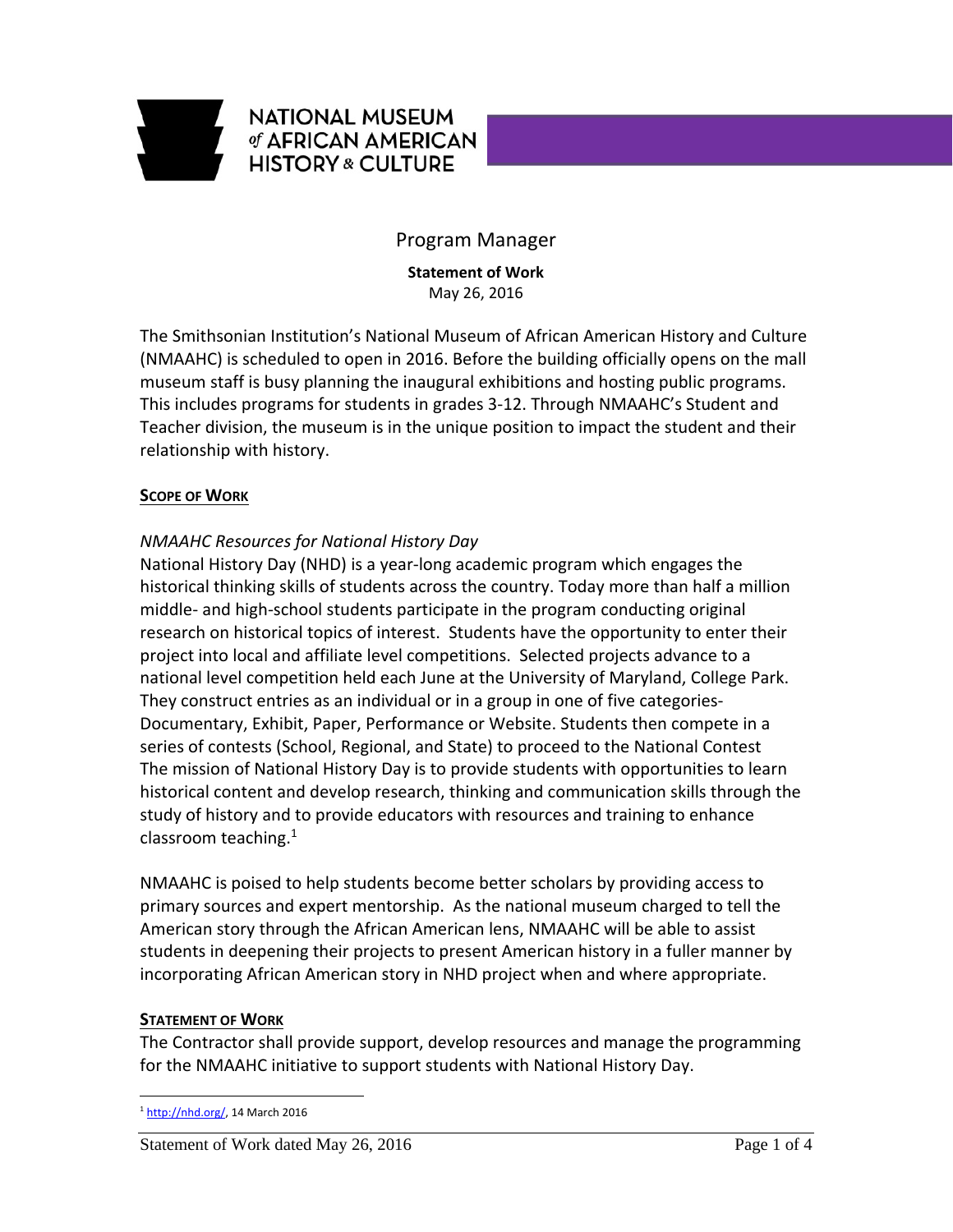NATIONAL MUSEUM of AFRICAN AMERICAN HISTORY & CULTURE

# Program Manager

**Statement of Work**

May 26, 2016

The Smithsonian Institution's National Museum of African American History and Culture (NMAAHC) is scheduled to open in 2016. Before the building officially opens on the mall museum staff is busy planning the inaugural exhibitions and hosting public programs. This includes programs for students in grades 3-12. Through NMAAHC's Student and Teacher division, the museum is in the unique position to impact the student and their relationship with history.

## SCOPE OF WORK

### *NMAAHC Resources for National History Day*

National History Day (NHD) is a year-long academic program which engages the historical thinking skills of students across the country. Today more than half a million middle- and high-school students participate in the program conducting original research on historical topics of interest. Students have the opportunity to enter their project into local and affiliate level competitions. Selected projects advance to a national level competition held each June at the University of Maryland, College Park. They construct entries as an individual or in a group in one of five categories- Documentary, Exhibit, Paper, Performance or Website. Students then compete in a series of contests (School, Regional, and State) to proceed to the National Contest The mission of National History Day is to provide students with opportunities to learn historical content and develop research, thinking and communication skills through the study of history and to provide educators with resources and training to enhance classroom teaching.[1]

NMAAHC is poised to help students become better scholars by providing access to primary sources and expert mentorship. As the national museum charged to tell the American story through the African American lens, NMAAHC will be able to assist students in deepening their projects to present American history in a fuller manner by incorporating African American story in NHD project when and where appropriate.

## STATEMENT OF WORK

The Contractor shall provide support, develop resources and manage the programming for the NMAAHC initiative to support students with National History Day.

[1] http://nhd.org/, 14 March 2016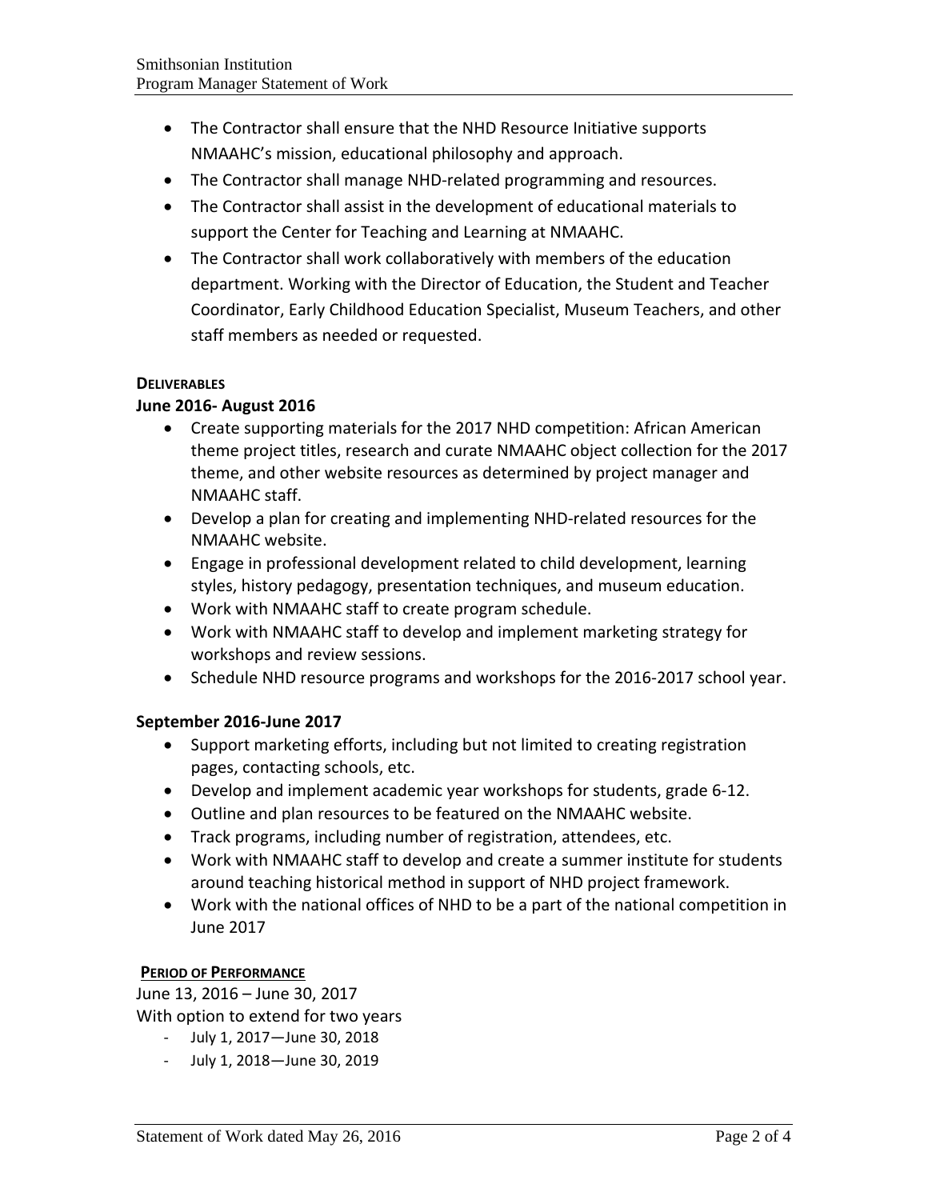- The Contractor shall ensure that the NHD Resource Initiative supports NMAAHC's mission, educational philosophy and approach.
- The Contractor shall manage NHD-related programming and resources.
- The Contractor shall assist in the development of educational materials to support the Center for Teaching and Learning at NMAAHC.
- The Contractor shall work collaboratively with members of the education department. Working with the Director of Education, the Student and Teacher Coordinator, Early Childhood Education Specialist, Museum Teachers, and other staff members as needed or requested.

**DELIVERABLES**

**June 2016- August 2016**

- Create supporting materials for the 2017 NHD competition: African American theme project titles, research and curate NMAAHC object collection for the 2017 theme, and other website resources as determined by project manager and NMAAHC staff.
- Develop a plan for creating and implementing NHD-related resources for the NMAAHC website.
- Engage in professional development related to child development, learning styles, history pedagogy, presentation techniques, and museum education.
- Work with NMAAHC staff to create program schedule.
- Work with NMAAHC staff to develop and implement marketing strategy for workshops and review sessions.
- Schedule NHD resource programs and workshops for the 2016-2017 school year.

**September 2016-June 2017**

- Support marketing efforts, including but not limited to creating registration pages, contacting schools, etc.
- Develop and implement academic year workshops for students, grade 6-12.
- Outline and plan resources to be featured on the NMAAHC website.
- Track programs, including number of registration, attendees, etc.
- Work with NMAAHC staff to develop and create a summer institute for students around teaching historical method in support of NHD project framework.
- Work with the national offices of NHD to be a part of the national competition in June 2017

**PERIOD OF PERFORMANCE**

June 13, 2016 – June 30, 2017
With option to extend for two years

- July 1, 2017—June 30, 2018
- July 1, 2018—June 30, 2019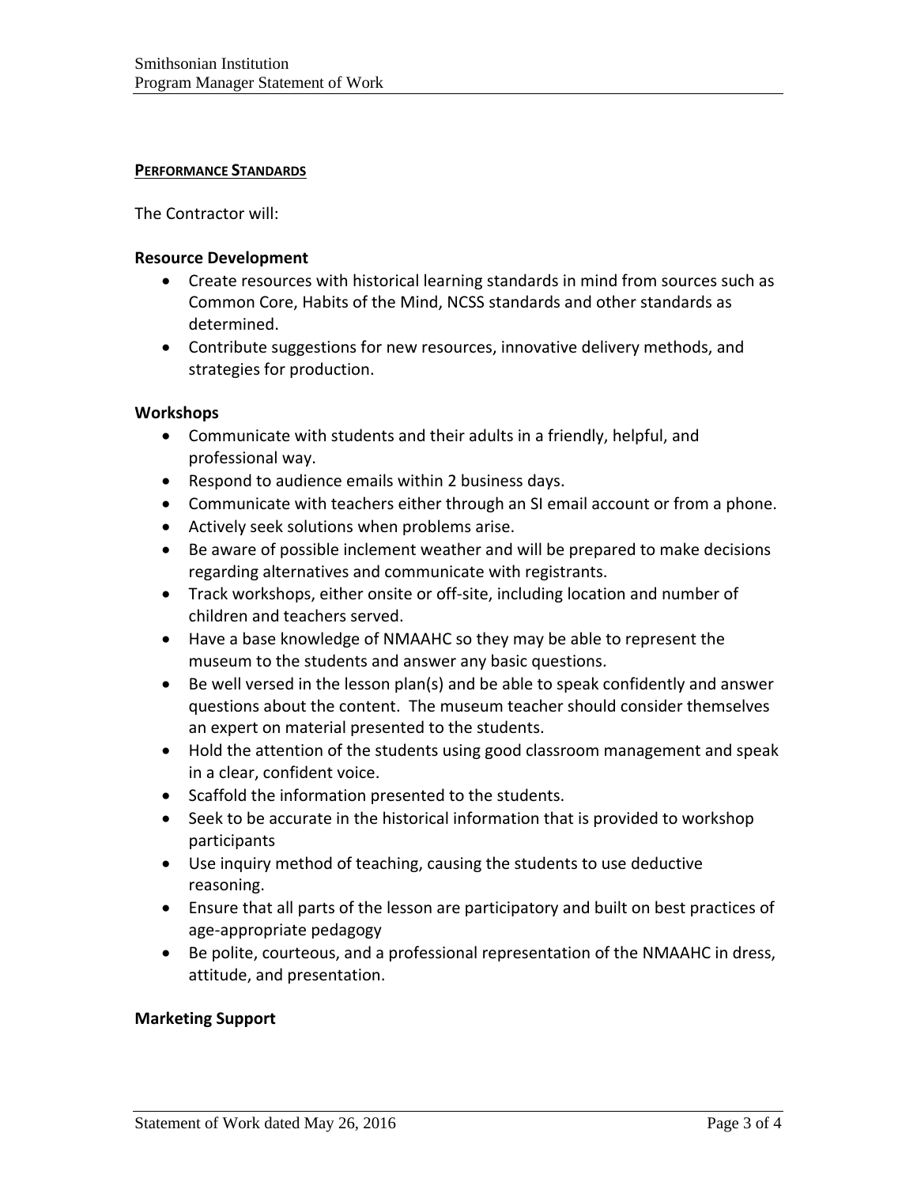## PERFORMANCE STANDARDS

The Contractor will:

### Resource Development

- Create resources with historical learning standards in mind from sources such as Common Core, Habits of the Mind, NCSS standards and other standards as determined.
- Contribute suggestions for new resources, innovative delivery methods, and strategies for production.

### Workshops

- Communicate with students and their adults in a friendly, helpful, and professional way.
- Respond to audience emails within 2 business days.
- Communicate with teachers either through an SI email account or from a phone.
- Actively seek solutions when problems arise.
- Be aware of possible inclement weather and will be prepared to make decisions regarding alternatives and communicate with registrants.
- Track workshops, either onsite or off-site, including location and number of children and teachers served.
- Have a base knowledge of NMAAHC so they may be able to represent the museum to the students and answer any basic questions.
- Be well versed in the lesson plan(s) and be able to speak confidently and answer questions about the content. The museum teacher should consider themselves an expert on material presented to the students.
- Hold the attention of the students using good classroom management and speak in a clear, confident voice.
- Scaffold the information presented to the students.
- Seek to be accurate in the historical information that is provided to workshop participants
- Use inquiry method of teaching, causing the students to use deductive reasoning.
- Ensure that all parts of the lesson are participatory and built on best practices of age-appropriate pedagogy
- Be polite, courteous, and a professional representation of the NMAAHC in dress, attitude, and presentation.

### Marketing Support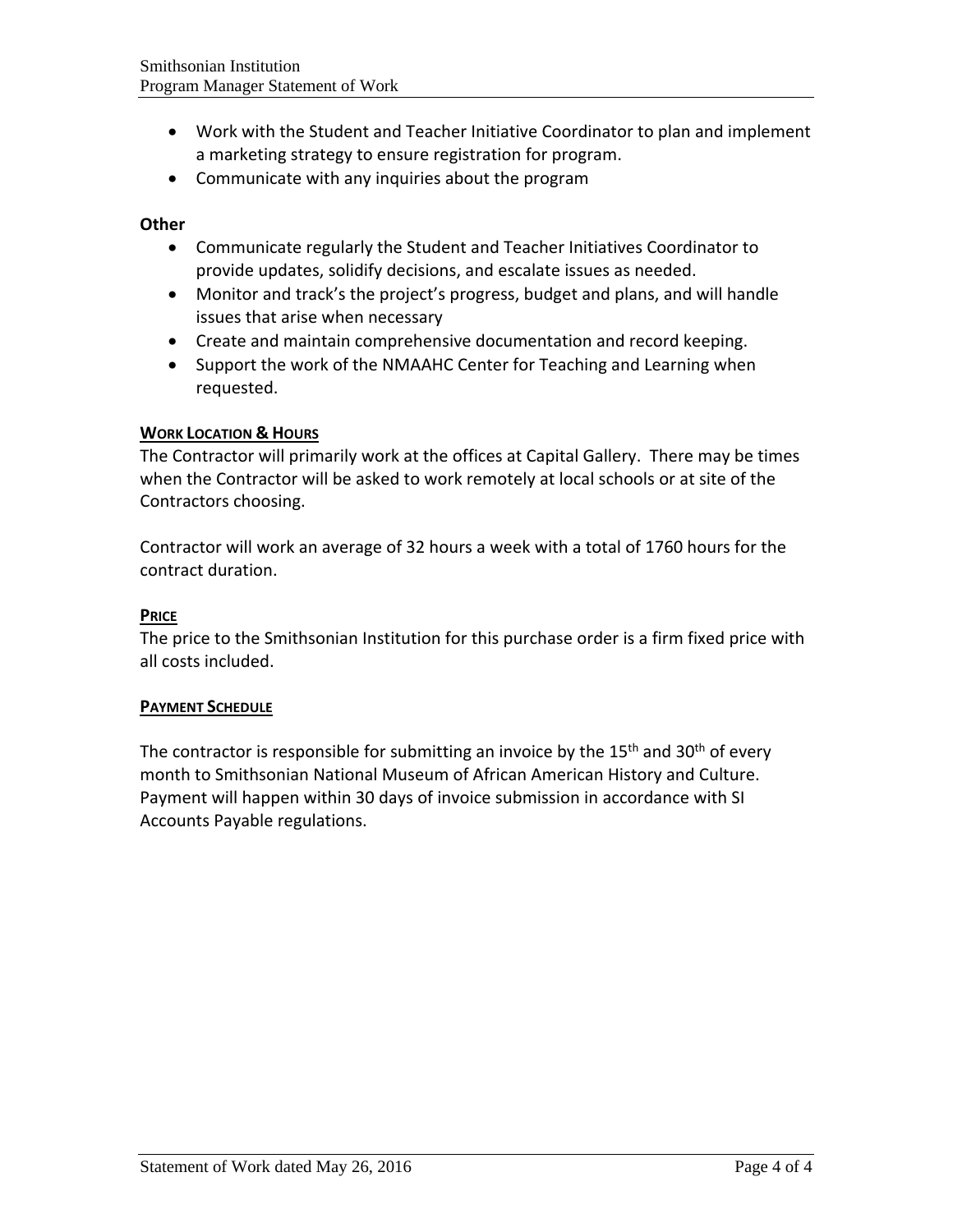- Work with the Student and Teacher Initiative Coordinator to plan and implement a marketing strategy to ensure registration for program.
- Communicate with any inquiries about the program

**Other**

- Communicate regularly the Student and Teacher Initiatives Coordinator to provide updates, solidify decisions, and escalate issues as needed.
- Monitor and track's the project's progress, budget and plans, and will handle issues that arise when necessary
- Create and maintain comprehensive documentation and record keeping.
- Support the work of the NMAAHC Center for Teaching and Learning when requested.

**WORK LOCATION & HOURS**

The Contractor will primarily work at the offices at Capital Gallery. There may be times when the Contractor will be asked to work remotely at local schools or at site of the Contractors choosing.

Contractor will work an average of 32 hours a week with a total of 1760 hours for the contract duration.

**PRICE**

The price to the Smithsonian Institution for this purchase order is a firm fixed price with all costs included.

**PAYMENT SCHEDULE**

The contractor is responsible for submitting an invoice by the 15th and 30th of every month to Smithsonian National Museum of African American History and Culture. Payment will happen within 30 days of invoice submission in accordance with SI Accounts Payable regulations.